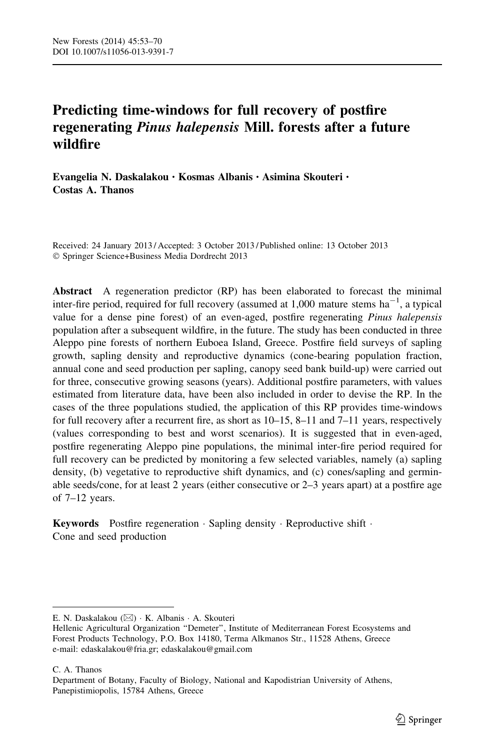# Predicting time-windows for full recovery of postfire regenerating *Pinus halepensis* Mill. forests after a future wildfire

**Evangelia N. Daskalakou · Kosmas Albanis · Asimina Skouteri · Costas A. Thanos**

Received: 24 January 2013 / Accepted: 3 October 2013 / Published online: 13 October 2013
© Springer Science+Business Media Dordrecht 2013

**Abstract** A regeneration predictor (RP) has been elaborated to forecast the minimal inter-fire period, required for full recovery (assumed at 1,000 mature stems $ha^{-1}$, a typical value for a dense pine forest) of an even-aged, postfire regenerating *Pinus halepensis* population after a subsequent wildfire, in the future. The study has been conducted in three Aleppo pine forests of northern Euboea Island, Greece. Postfire field surveys of sapling growth, sapling density and reproductive dynamics (cone-bearing population fraction, annual cone and seed production per sapling, canopy seed bank build-up) were carried out for three, consecutive growing seasons (years). Additional postfire parameters, with values estimated from literature data, have been also included in order to devise the RP. In the cases of the three populations studied, the application of this RP provides time-windows for full recovery after a recurrent fire, as short as 10–15, 8–11 and 7–11 years, respectively (values corresponding to best and worst scenarios). It is suggested that in even-aged, postfire regenerating Aleppo pine populations, the minimal inter-fire period required for full recovery can be predicted by monitoring a few selected variables, namely (a) sapling density, (b) vegetative to reproductive shift dynamics, and (c) cones/sapling and germinable seeds/cone, for at least 2 years (either consecutive or 2–3 years apart) at a postfire age of 7–12 years.

**Keywords** Postfire regeneration · Sapling density · Reproductive shift · Cone and seed production

---

E. N. Daskalakou (✉) · K. Albanis · A. Skouteri
Hellenic Agricultural Organization "Demeter", Institute of Mediterranean Forest Ecosystems and Forest Products Technology, P.O. Box 14180, Terma Alkmanos Str., 11528 Athens, Greece
e-mail: edaskalakou@fria.gr; edaskalakou@gmail.com

C. A. Thanos
Department of Botany, Faculty of Biology, National and Kapodistrian University of Athens, Panepistimiopolis, 15784 Athens, Greece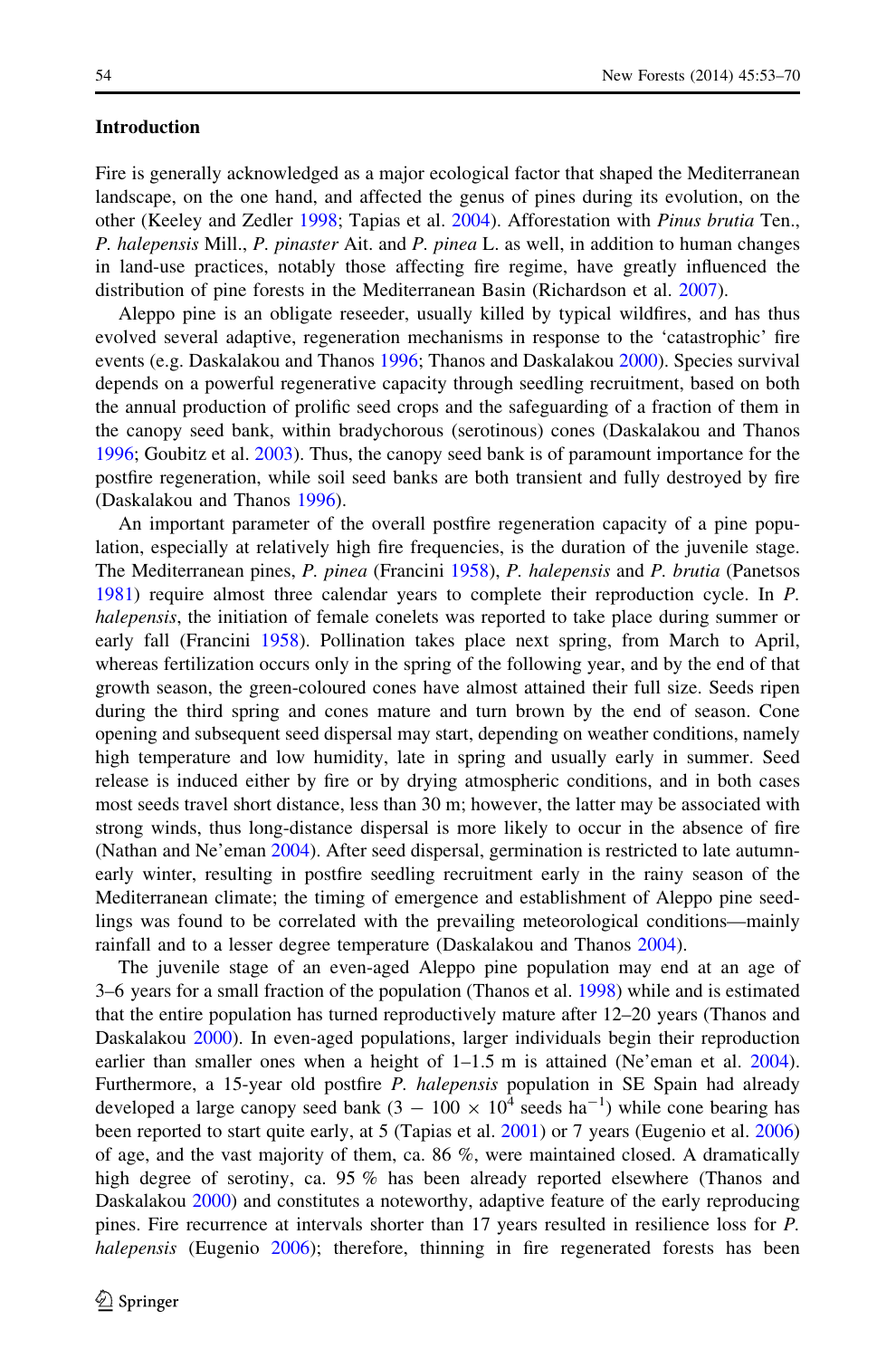## Introduction

Fire is generally acknowledged as a major ecological factor that shaped the Mediterranean landscape, on the one hand, and affected the genus of pines during its evolution, on the other (Keeley and Zedler 1998; Tapias et al. 2004). Afforestation with *Pinus brutia* Ten., *P. halepensis* Mill., *P. pinaster* Ait. and *P. pinea* L. as well, in addition to human changes in land-use practices, notably those affecting fire regime, have greatly influenced the distribution of pine forests in the Mediterranean Basin (Richardson et al. 2007).

Aleppo pine is an obligate reseeder, usually killed by typical wildfires, and has thus evolved several adaptive, regeneration mechanisms in response to the 'catastrophic' fire events (e.g. Daskalakou and Thanos 1996; Thanos and Daskalakou 2000). Species survival depends on a powerful regenerative capacity through seedling recruitment, based on both the annual production of prolific seed crops and the safeguarding of a fraction of them in the canopy seed bank, within bradychorous (serotinous) cones (Daskalakou and Thanos 1996; Goubitz et al. 2003). Thus, the canopy seed bank is of paramount importance for the postfire regeneration, while soil seed banks are both transient and fully destroyed by fire (Daskalakou and Thanos 1996).

An important parameter of the overall postfire regeneration capacity of a pine population, especially at relatively high fire frequencies, is the duration of the juvenile stage. The Mediterranean pines, *P. pinea* (Francini 1958), *P. halepensis* and *P. brutia* (Panetsos 1981) require almost three calendar years to complete their reproduction cycle. In *P. halepensis*, the initiation of female conelets was reported to take place during summer or early fall (Francini 1958). Pollination takes place next spring, from March to April, whereas fertilization occurs only in the spring of the following year, and by the end of that growth season, the green-coloured cones have almost attained their full size. Seeds ripen during the third spring and cones mature and turn brown by the end of season. Cone opening and subsequent seed dispersal may start, depending on weather conditions, namely high temperature and low humidity, late in spring and usually early in summer. Seed release is induced either by fire or by drying atmospheric conditions, and in both cases most seeds travel short distance, less than 30 m; however, the latter may be associated with strong winds, thus long-distance dispersal is more likely to occur in the absence of fire (Nathan and Ne'eman 2004). After seed dispersal, germination is restricted to late autumn-early winter, resulting in postfire seedling recruitment early in the rainy season of the Mediterranean climate; the timing of emergence and establishment of Aleppo pine seedlings was found to be correlated with the prevailing meteorological conditions—mainly rainfall and to a lesser degree temperature (Daskalakou and Thanos 2004).

The juvenile stage of an even-aged Aleppo pine population may end at an age of 3–6 years for a small fraction of the population (Thanos et al. 1998) while and is estimated that the entire population has turned reproductively mature after 12–20 years (Thanos and Daskalakou 2000). In even-aged populations, larger individuals begin their reproduction earlier than smaller ones when a height of 1–1.5 m is attained (Ne'eman et al. 2004). Furthermore, a 15-year old postfire *P. halepensis* population in SE Spain had already developed a large canopy seed bank ($3 - 100 \times 10^4$ seeds ha$^{-1}$) while cone bearing has been reported to start quite early, at 5 (Tapias et al. 2001) or 7 years (Eugenio et al. 2006) of age, and the vast majority of them, ca. 86 %, were maintained closed. A dramatically high degree of serotiny, ca. 95 % has been already reported elsewhere (Thanos and Daskalakou 2000) and constitutes a noteworthy, adaptive feature of the early reproducing pines. Fire recurrence at intervals shorter than 17 years resulted in resilience loss for *P. halepensis* (Eugenio 2006); therefore, thinning in fire regenerated forests has been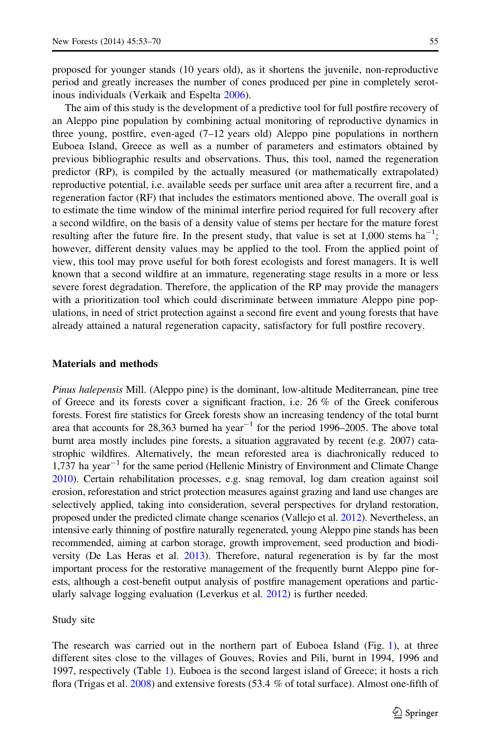proposed for younger stands (10 years old), as it shortens the juvenile, non-reproductive period and greatly increases the number of cones produced per pine in completely serotinous individuals (Verkaik and Espelta 2006).

The aim of this study is the development of a predictive tool for full postfire recovery of an Aleppo pine population by combining actual monitoring of reproductive dynamics in three young, postfire, even-aged (7–12 years old) Aleppo pine populations in northern Euboea Island, Greece as well as a number of parameters and estimators obtained by previous bibliographic results and observations. Thus, this tool, named the regeneration predictor (RP), is compiled by the actually measured (or mathematically extrapolated) reproductive potential, i.e. available seeds per surface unit area after a recurrent fire, and a regeneration factor (RF) that includes the estimators mentioned above. The overall goal is to estimate the time window of the minimal interfire period required for full recovery after a second wildfire, on the basis of a density value of stems per hectare for the mature forest resulting after the future fire. In the present study, that value is set at 1,000 stems ha$^{-1}$; however, different density values may be applied to the tool. From the applied point of view, this tool may prove useful for both forest ecologists and forest managers. It is well known that a second wildfire at an immature, regenerating stage results in a more or less severe forest degradation. Therefore, the application of the RP may provide the managers with a prioritization tool which could discriminate between immature Aleppo pine populations, in need of strict protection against a second fire event and young forests that have already attained a natural regeneration capacity, satisfactory for full postfire recovery.

## Materials and methods

*Pinus halepensis* Mill. (Aleppo pine) is the dominant, low-altitude Mediterranean, pine tree of Greece and its forests cover a significant fraction, i.e. 26 % of the Greek coniferous forests. Forest fire statistics for Greek forests show an increasing tendency of the total burnt area that accounts for 28,363 burned ha year$^{-1}$ for the period 1996–2005. The above total burnt area mostly includes pine forests, a situation aggravated by recent (e.g. 2007) catastrophic wildfires. Alternatively, the mean reforested area is diachronically reduced to 1,737 ha year$^{-1}$ for the same period (Hellenic Ministry of Environment and Climate Change 2010). Certain rehabilitation processes, e.g. snag removal, log dam creation against soil erosion, reforestation and strict protection measures against grazing and land use changes are selectively applied, taking into consideration, several perspectives for dryland restoration, proposed under the predicted climate change scenarios (Vallejo et al. 2012). Nevertheless, an intensive early thinning of postfire naturally regenerated, young Aleppo pine stands has been recommended, aiming at carbon storage, growth improvement, seed production and biodiversity (De Las Heras et al. 2013). Therefore, natural regeneration is by far the most important process for the restorative management of the frequently burnt Aleppo pine forests, although a cost-benefit output analysis of postfire management operations and particularly salvage logging evaluation (Leverkus et al. 2012) is further needed.

### Study site

The research was carried out in the northern part of Euboea Island (Fig. 1), at three different sites close to the villages of Gouves, Rovies and Pili, burnt in 1994, 1996 and 1997, respectively (Table 1). Euboea is the second largest island of Greece; it hosts a rich flora (Trigas et al. 2008) and extensive forests (53.4 % of total surface). Almost one-fifth of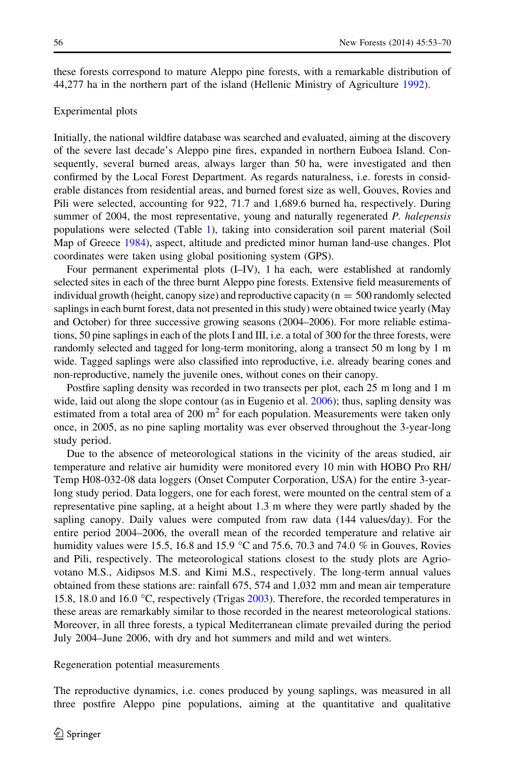these forests correspond to mature Aleppo pine forests, with a remarkable distribution of 44,277 ha in the northern part of the island (Hellenic Ministry of Agriculture 1992).

## Experimental plots

Initially, the national wildfire database was searched and evaluated, aiming at the discovery of the severe last decade's Aleppo pine fires, expanded in northern Euboea Island. Consequently, several burned areas, always larger than 50 ha, were investigated and then confirmed by the Local Forest Department. As regards naturalness, i.e. forests in considerable distances from residential areas, and burned forest size as well, Gouves, Rovies and Pili were selected, accounting for 922, 71.7 and 1,689.6 burned ha, respectively. During summer of 2004, the most representative, young and naturally regenerated *P. halepensis* populations were selected (Table 1), taking into consideration soil parent material (Soil Map of Greece 1984), aspect, altitude and predicted minor human land-use changes. Plot coordinates were taken using global positioning system (GPS).

Four permanent experimental plots (I–IV), 1 ha each, were established at randomly selected sites in each of the three burnt Aleppo pine forests. Extensive field measurements of individual growth (height, canopy size) and reproductive capacity ($n = 500$ randomly selected saplings in each burnt forest, data not presented in this study) were obtained twice yearly (May and October) for three successive growing seasons (2004–2006). For more reliable estimations, 50 pine saplings in each of the plots I and III, i.e. a total of 300 for the three forests, were randomly selected and tagged for long-term monitoring, along a transect 50 m long by 1 m wide. Tagged saplings were also classified into reproductive, i.e. already bearing cones and non-reproductive, namely the juvenile ones, without cones on their canopy.

Postfire sapling density was recorded in two transects per plot, each 25 m long and 1 m wide, laid out along the slope contour (as in Eugenio et al. 2006); thus, sapling density was estimated from a total area of 200 $m^2$ for each population. Measurements were taken only once, in 2005, as no pine sapling mortality was ever observed throughout the 3-year-long study period.

Due to the absence of meteorological stations in the vicinity of the areas studied, air temperature and relative air humidity were monitored every 10 min with HOBO Pro RH/Temp H08-032-08 data loggers (Onset Computer Corporation, USA) for the entire 3-year-long study period. Data loggers, one for each forest, were mounted on the central stem of a representative pine sapling, at a height about 1.3 m where they were partly shaded by the sapling canopy. Daily values were computed from raw data (144 values/day). For the entire period 2004–2006, the overall mean of the recorded temperature and relative air humidity values were 15.5, 16.8 and 15.9 °C and 75.6, 70.3 and 74.0 % in Gouves, Rovies and Pili, respectively. The meteorological stations closest to the study plots are Agriovotano M.S., Aidipsos M.S. and Kimi M.S., respectively. The long-term annual values obtained from these stations are: rainfall 675, 574 and 1,032 mm and mean air temperature 15.8, 18.0 and 16.0 °C, respectively (Trigas 2003). Therefore, the recorded temperatures in these areas are remarkably similar to those recorded in the nearest meteorological stations. Moreover, in all three forests, a typical Mediterranean climate prevailed during the period July 2004–June 2006, with dry and hot summers and mild and wet winters.

## Regeneration potential measurements

The reproductive dynamics, i.e. cones produced by young saplings, was measured in all three postfire Aleppo pine populations, aiming at the quantitative and qualitative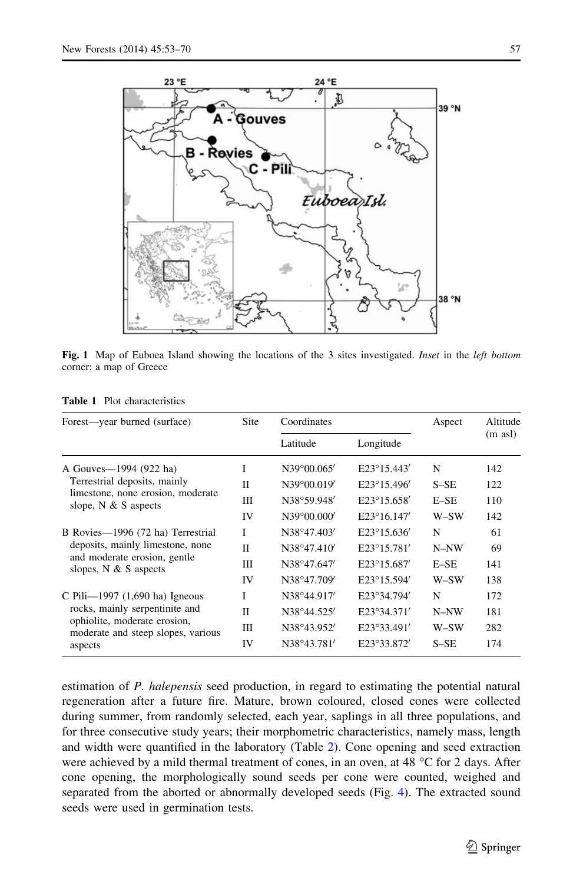**Fig. 1** Map of Euboea Island showing the locations of the 3 sites investigated. *Inset* in the *left bottom* corner: a map of Greece

**Table 1** Plot characteristics

| Forest—year burned (surface) | Site | Coordinates | | Aspect | Altitude (m asl) |
|---|---|---|---|---|---|
| | | Latitude | Longitude | | |
| A Gouves—1994 (922 ha) Terrestrial deposits, mainly limestone, none erosion, moderate slope, N & S aspects | I | N39°00.065′ | E23°15.443′ | N | 142 |
| | II | N39°00.019′ | E23°15.496′ | S–SE | 122 |
| | III | N38°59.948′ | E23°15.658′ | E–SE | 110 |
| | IV | N39°00.000′ | E23°16.147′ | W–SW | 142 |
| B Rovies—1996 (72 ha) Terrestrial deposits, mainly limestone, none and moderate erosion, gentle slopes, N & S aspects | I | N38°47.403′ | E23°15.636′ | N | 61 |
| | II | N38°47.410′ | E23°15.781′ | N–NW | 69 |
| | III | N38°47.647′ | E23°15.687′ | E–SE | 141 |
| | IV | N38°47.709′ | E23°15.594′ | W–SW | 138 |
| C Pili—1997 (1,690 ha) Igneous rocks, mainly serpentinite and ophiolite, moderate erosion, moderate and steep slopes, various aspects | I | N38°44.917′ | E23°34.794′ | N | 172 |
| | II | N38°44.525′ | E23°34.371′ | N–NW | 181 |
| | III | N38°43.952′ | E23°33.491′ | W–SW | 282 |
| | IV | N38°43.781′ | E23°33.872′ | S–SE | 174 |

estimation of *P. halepensis* seed production, in regard to estimating the potential natural regeneration after a future fire. Mature, brown coloured, closed cones were collected during summer, from randomly selected, each year, saplings in all three populations, and for three consecutive study years; their morphometric characteristics, namely mass, length and width were quantified in the laboratory (Table 2). Cone opening and seed extraction were achieved by a mild thermal treatment of cones, in an oven, at 48 °C for 2 days. After cone opening, the morphologically sound seeds per cone were counted, weighed and separated from the aborted or abnormally developed seeds (Fig. 4). The extracted sound seeds were used in germination tests.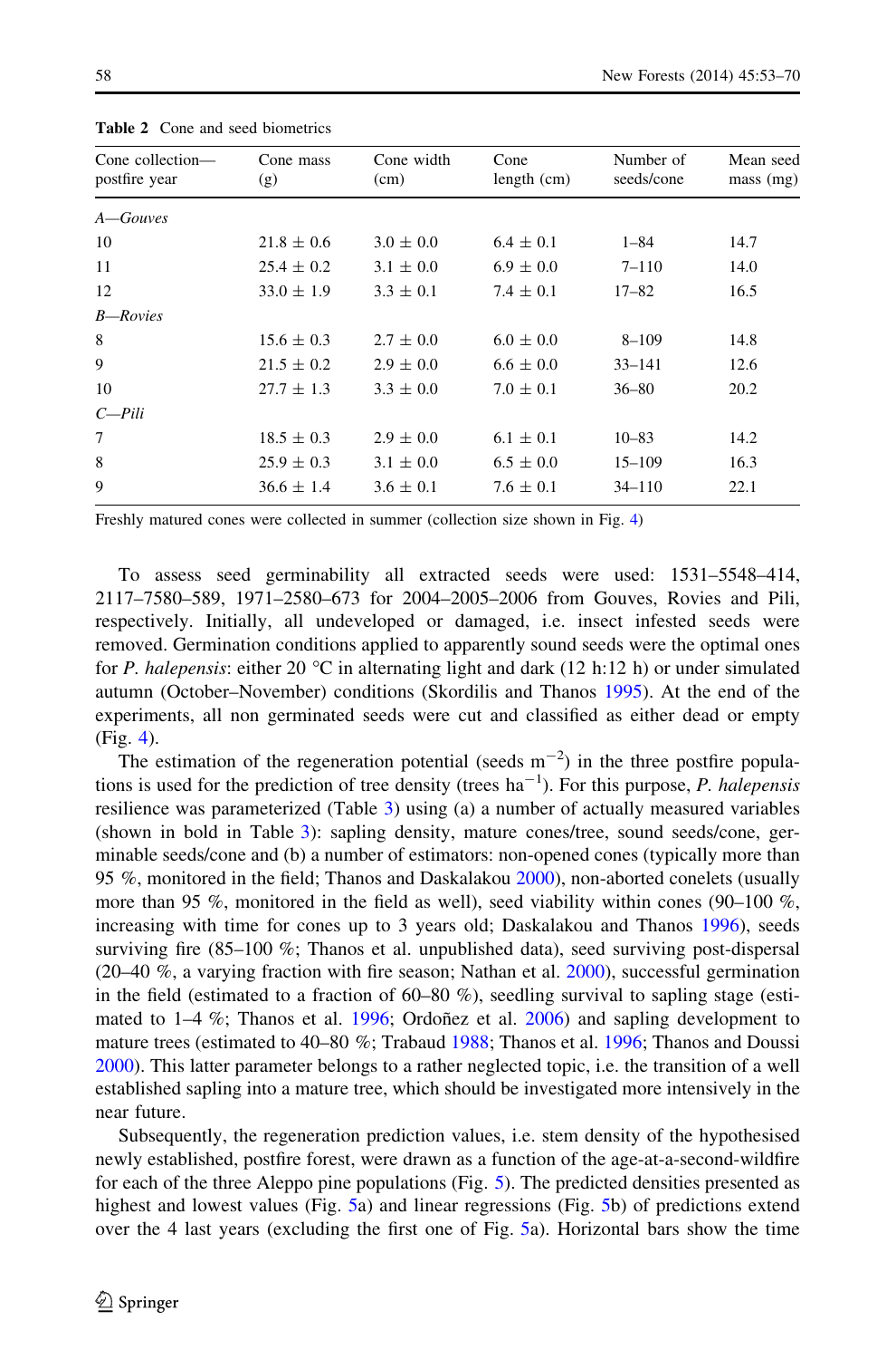**Table 2** Cone and seed biometrics

| Cone collection—postfire year | Cone mass (g) | Cone width (cm) | Cone length (cm) | Number of seeds/cone | Mean seed mass (mg) |
|---|---|---|---|---|---|
| *A—Gouves* | | | | | |
| 10 | 21.8 ± 0.6 | 3.0 ± 0.0 | 6.4 ± 0.1 | 1–84 | 14.7 |
| 11 | 25.4 ± 0.2 | 3.1 ± 0.0 | 6.9 ± 0.0 | 7–110 | 14.0 |
| 12 | 33.0 ± 1.9 | 3.3 ± 0.1 | 7.4 ± 0.1 | 17–82 | 16.5 |
| *B—Rovies* | | | | | |
| 8 | 15.6 ± 0.3 | 2.7 ± 0.0 | 6.0 ± 0.0 | 8–109 | 14.8 |
| 9 | 21.5 ± 0.2 | 2.9 ± 0.0 | 6.6 ± 0.0 | 33–141 | 12.6 |
| 10 | 27.7 ± 1.3 | 3.3 ± 0.0 | 7.0 ± 0.1 | 36–80 | 20.2 |
| *C—Pili* | | | | | |
| 7 | 18.5 ± 0.3 | 2.9 ± 0.0 | 6.1 ± 0.1 | 10–83 | 14.2 |
| 8 | 25.9 ± 0.3 | 3.1 ± 0.0 | 6.5 ± 0.0 | 15–109 | 16.3 |
| 9 | 36.6 ± 1.4 | 3.6 ± 0.1 | 7.6 ± 0.1 | 34–110 | 22.1 |

Freshly matured cones were collected in summer (collection size shown in Fig. 4)

To assess seed germinability all extracted seeds were used: 1531–5548–414, 2117–7580–589, 1971–2580–673 for 2004–2005–2006 from Gouves, Rovies and Pili, respectively. Initially, all undeveloped or damaged, i.e. insect infested seeds were removed. Germination conditions applied to apparently sound seeds were the optimal ones for *P. halepensis*: either 20 °C in alternating light and dark (12 h:12 h) or under simulated autumn (October–November) conditions (Skordilis and Thanos 1995). At the end of the experiments, all non germinated seeds were cut and classified as either dead or empty (Fig. 4).

The estimation of the regeneration potential (seeds $m^{-2}$) in the three postfire populations is used for the prediction of tree density (trees $ha^{-1}$). For this purpose, *P. halepensis* resilience was parameterized (Table 3) using (a) a number of actually measured variables (shown in bold in Table 3): sapling density, mature cones/tree, sound seeds/cone, germinable seeds/cone and (b) a number of estimators: non-opened cones (typically more than 95 %, monitored in the field; Thanos and Daskalakou 2000), non-aborted conelets (usually more than 95 %, monitored in the field as well), seed viability within cones (90–100 %, increasing with time for cones up to 3 years old; Daskalakou and Thanos 1996), seeds surviving fire (85–100 %; Thanos et al. unpublished data), seed surviving post-dispersal (20–40 %, a varying fraction with fire season; Nathan et al. 2000), successful germination in the field (estimated to a fraction of 60–80 %), seedling survival to sapling stage (estimated to 1–4 %; Thanos et al. 1996; Ordoñez et al. 2006) and sapling development to mature trees (estimated to 40–80 %; Trabaud 1988; Thanos et al. 1996; Thanos and Doussi 2000). This latter parameter belongs to a rather neglected topic, i.e. the transition of a well established sapling into a mature tree, which should be investigated more intensively in the near future.

Subsequently, the regeneration prediction values, i.e. stem density of the hypothesised newly established, postfire forest, were drawn as a function of the age-at-a-second-wildfire for each of the three Aleppo pine populations (Fig. 5). The predicted densities presented as highest and lowest values (Fig. 5a) and linear regressions (Fig. 5b) of predictions extend over the 4 last years (excluding the first one of Fig. 5a). Horizontal bars show the time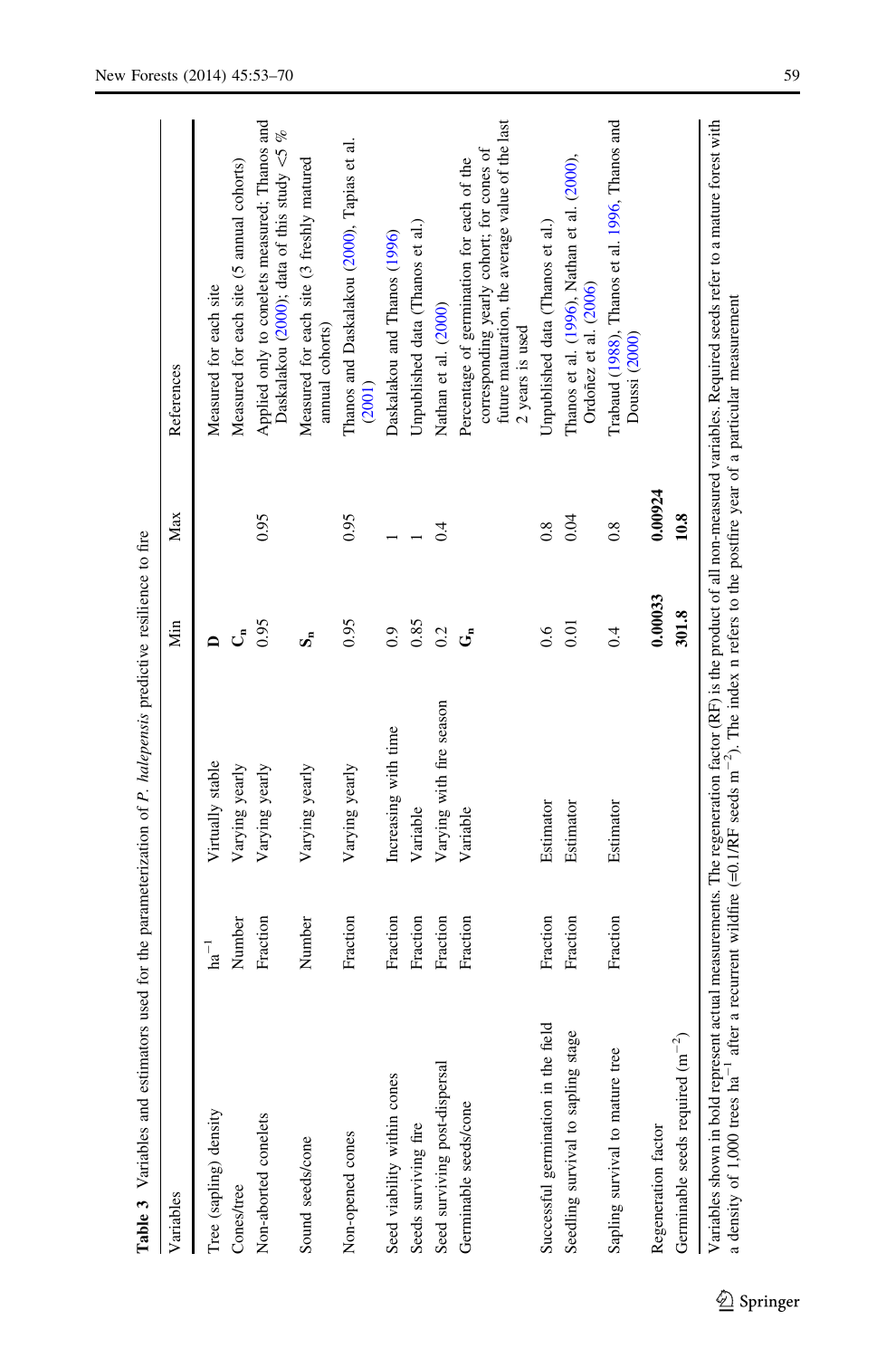**Table 3** Variables and estimators used for the parameterization of *P. halepensis* predictive resilience to fire

| Variables | | | Min | Max | References |
|---|---|---|---|---|---|
| Tree (sapling) density | $ha^{-1}$ | Virtually stable | **D** | | Measured for each site |
| Cones/tree | Number | Varying yearly | $\mathbf{C_n}$ | | Measured for each site (5 annual cohorts) |
| Non-aborted conelets | Fraction | Varying yearly | 0.95 | 0.95 | Applied only to conelets measured; Thanos and Daskalakou (2000); data of this study <5 % |
| Sound seeds/cone | Number | Varying yearly | $\mathbf{S_n}$ | | Measured for each site (3 freshly matured annual cohorts) |
| Non-opened cones | Fraction | Varying yearly | 0.95 | 0.95 | Thanos and Daskalakou (2000), Tapias et al. (2001) |
| Seed viability within cones | Fraction | Increasing with time | 0.9 | 1 | Daskalakou and Thanos (1996) |
| Seeds surviving fire | Fraction | Variable | 0.85 | 1 | Unpublished data (Thanos et al.) |
| Seed surviving post-dispersal | Fraction | Varying with fire season | 0.2 | 0.4 | Nathan et al. (2000) |
| Germinable seeds/cone | Fraction | Variable | $\mathbf{G_n}$ | | Percentage of germination for each of the corresponding yearly cohort; for cones of future maturation, the average value of the last 2 years is used |
| Successful germination in the field | Fraction | Estimator | 0.6 | 0.8 | Unpublished data (Thanos et al.) |
| Seedling survival to sapling stage | Fraction | Estimator | 0.01 | 0.04 | Thanos et al. (1996), Nathan et al. (2000), Ordoñez et al. (2006) |
| Sapling survival to mature tree | Fraction | Estimator | 0.4 | 0.8 | Trabaud (1988), Thanos et al. 1996, Thanos and Doussi (2000) |
| Regeneration factor | | | **0.00033** | **0.00924** | |
| Germinable seeds required ($m^{-2}$) | | | **301.8** | **10.8** | |

Variables shown in bold represent actual measurements. The regeneration factor (RF) is the product of all non-measured variables. Required seeds refer to a mature forest with a density of 1,000 trees $ha^{-1}$ after a recurrent wildfire (=0.1/RF seeds $m^{-2}$). The index n refers to the postfire year of a particular measurement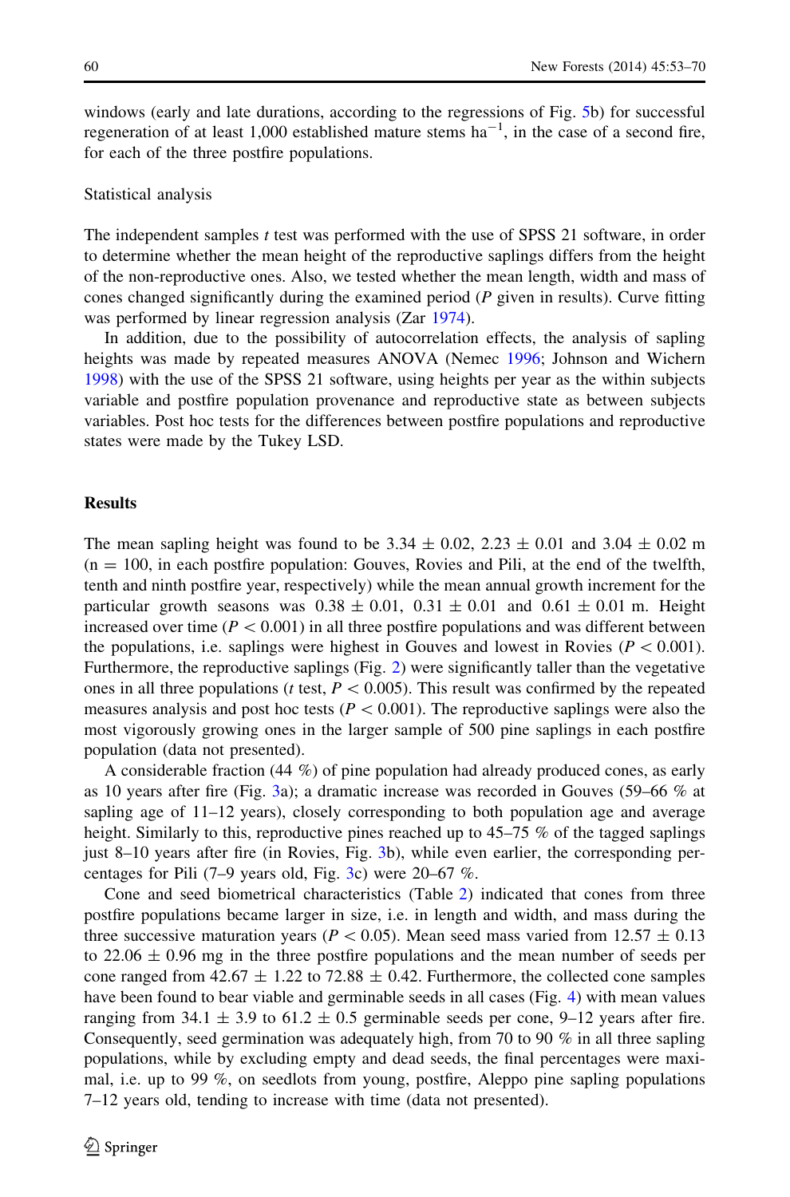windows (early and late durations, according to the regressions of Fig. 5b) for successful regeneration of at least 1,000 established mature stems $ha^{-1}$, in the case of a second fire, for each of the three postfire populations.

### Statistical analysis

The independent samples *t* test was performed with the use of SPSS 21 software, in order to determine whether the mean height of the reproductive saplings differs from the height of the non-reproductive ones. Also, we tested whether the mean length, width and mass of cones changed significantly during the examined period (*P* given in results). Curve fitting was performed by linear regression analysis (Zar 1974).

In addition, due to the possibility of autocorrelation effects, the analysis of sapling heights was made by repeated measures ANOVA (Nemec 1996; Johnson and Wichern 1998) with the use of the SPSS 21 software, using heights per year as the within subjects variable and postfire population provenance and reproductive state as between subjects variables. Post hoc tests for the differences between postfire populations and reproductive states were made by the Tukey LSD.

## Results

The mean sapling height was found to be $3.34 \pm 0.02$, $2.23 \pm 0.01$ and $3.04 \pm 0.02$ m ($n = 100$, in each postfire population: Gouves, Rovies and Pili, at the end of the twelfth, tenth and ninth postfire year, respectively) while the mean annual growth increment for the particular growth seasons was $0.38 \pm 0.01$, $0.31 \pm 0.01$ and $0.61 \pm 0.01$ m. Height increased over time ($P < 0.001$) in all three postfire populations and was different between the populations, i.e. saplings were highest in Gouves and lowest in Rovies ($P < 0.001$). Furthermore, the reproductive saplings (Fig. 2) were significantly taller than the vegetative ones in all three populations (*t* test, $P < 0.005$). This result was confirmed by the repeated measures analysis and post hoc tests ($P < 0.001$). The reproductive saplings were also the most vigorously growing ones in the larger sample of 500 pine saplings in each postfire population (data not presented).

A considerable fraction (44 %) of pine population had already produced cones, as early as 10 years after fire (Fig. 3a); a dramatic increase was recorded in Gouves (59–66 % at sapling age of 11–12 years), closely corresponding to both population age and average height. Similarly to this, reproductive pines reached up to 45–75 % of the tagged saplings just 8–10 years after fire (in Rovies, Fig. 3b), while even earlier, the corresponding percentages for Pili (7–9 years old, Fig. 3c) were 20–67 %.

Cone and seed biometrical characteristics (Table 2) indicated that cones from three postfire populations became larger in size, i.e. in length and width, and mass during the three successive maturation years ($P < 0.05$). Mean seed mass varied from $12.57 \pm 0.13$ to $22.06 \pm 0.96$ mg in the three postfire populations and the mean number of seeds per cone ranged from $42.67 \pm 1.22$ to $72.88 \pm 0.42$. Furthermore, the collected cone samples have been found to bear viable and germinable seeds in all cases (Fig. 4) with mean values ranging from $34.1 \pm 3.9$ to $61.2 \pm 0.5$ germinable seeds per cone, 9–12 years after fire. Consequently, seed germination was adequately high, from 70 to 90 % in all three sapling populations, while by excluding empty and dead seeds, the final percentages were maximal, i.e. up to 99 %, on seedlots from young, postfire, Aleppo pine sapling populations 7–12 years old, tending to increase with time (data not presented).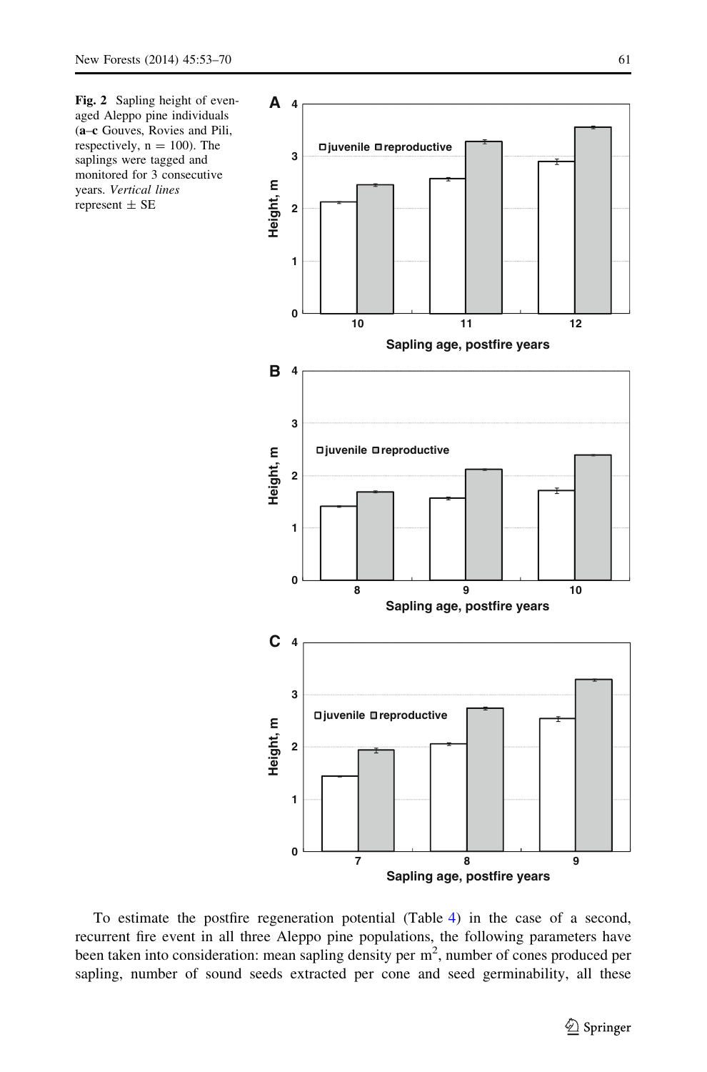**Fig. 2** Sapling height of even-aged Aleppo pine individuals (**a–c** Gouves, Rovies and Pili, respectively, n = 100). The saplings were tagged and monitored for 3 consecutive years. *Vertical lines* represent ± SE

To estimate the postfire regeneration potential (Table 4) in the case of a second, recurrent fire event in all three Aleppo pine populations, the following parameters have been taken into consideration: mean sapling density per $m^2$, number of cones produced per sapling, number of sound seeds extracted per cone and seed germinability, all these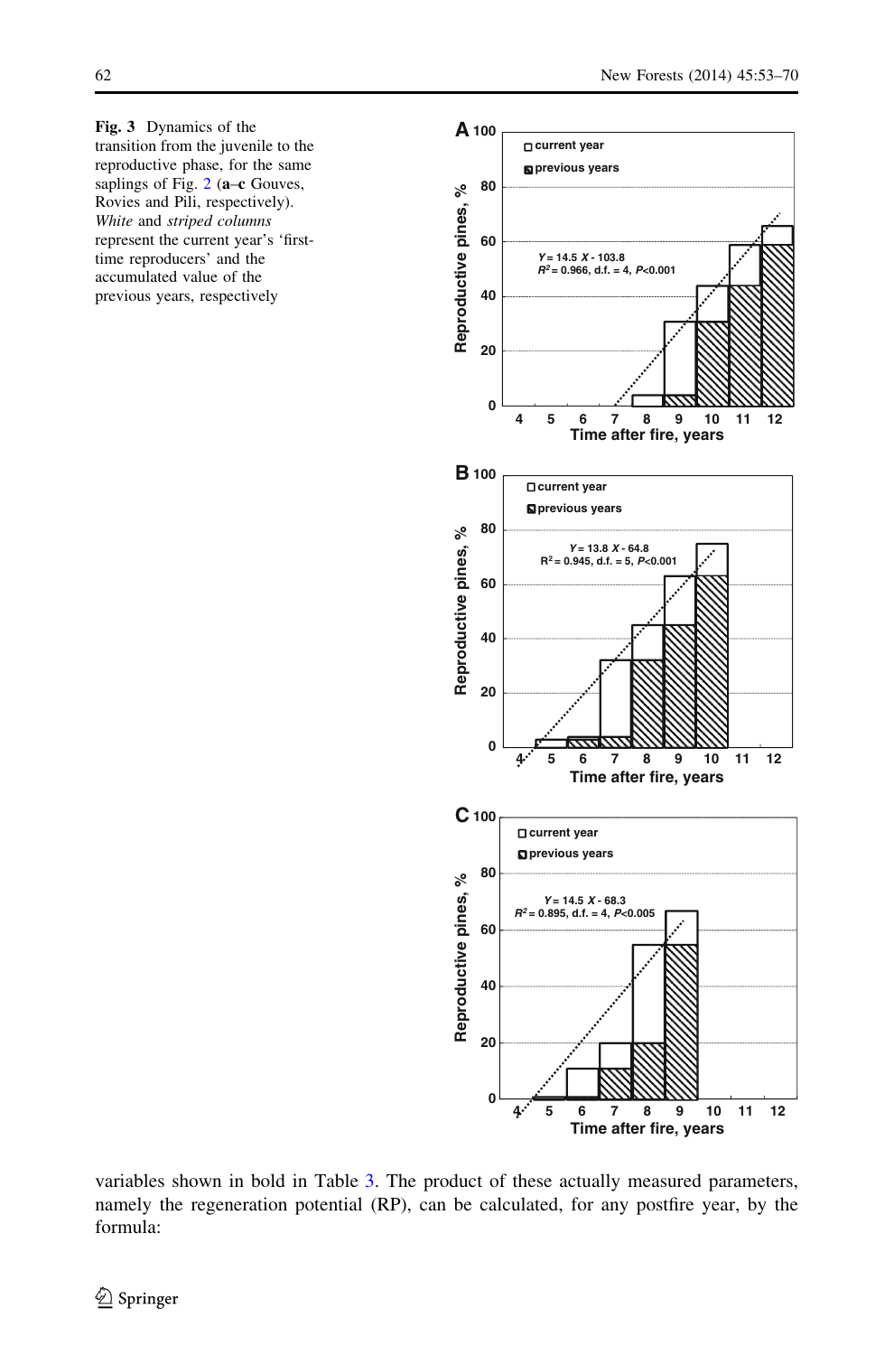**Fig. 3** Dynamics of the transition from the juvenile to the reproductive phase, for the same saplings of Fig. 2 (**a**–**c** Gouves, Rovies and Pili, respectively). *White* and *striped columns* represent the current year's 'first-time reproducers' and the accumulated value of the previous years, respectively

variables shown in bold in Table 3. The product of these actually measured parameters, namely the regeneration potential (RP), can be calculated, for any postfire year, by the formula: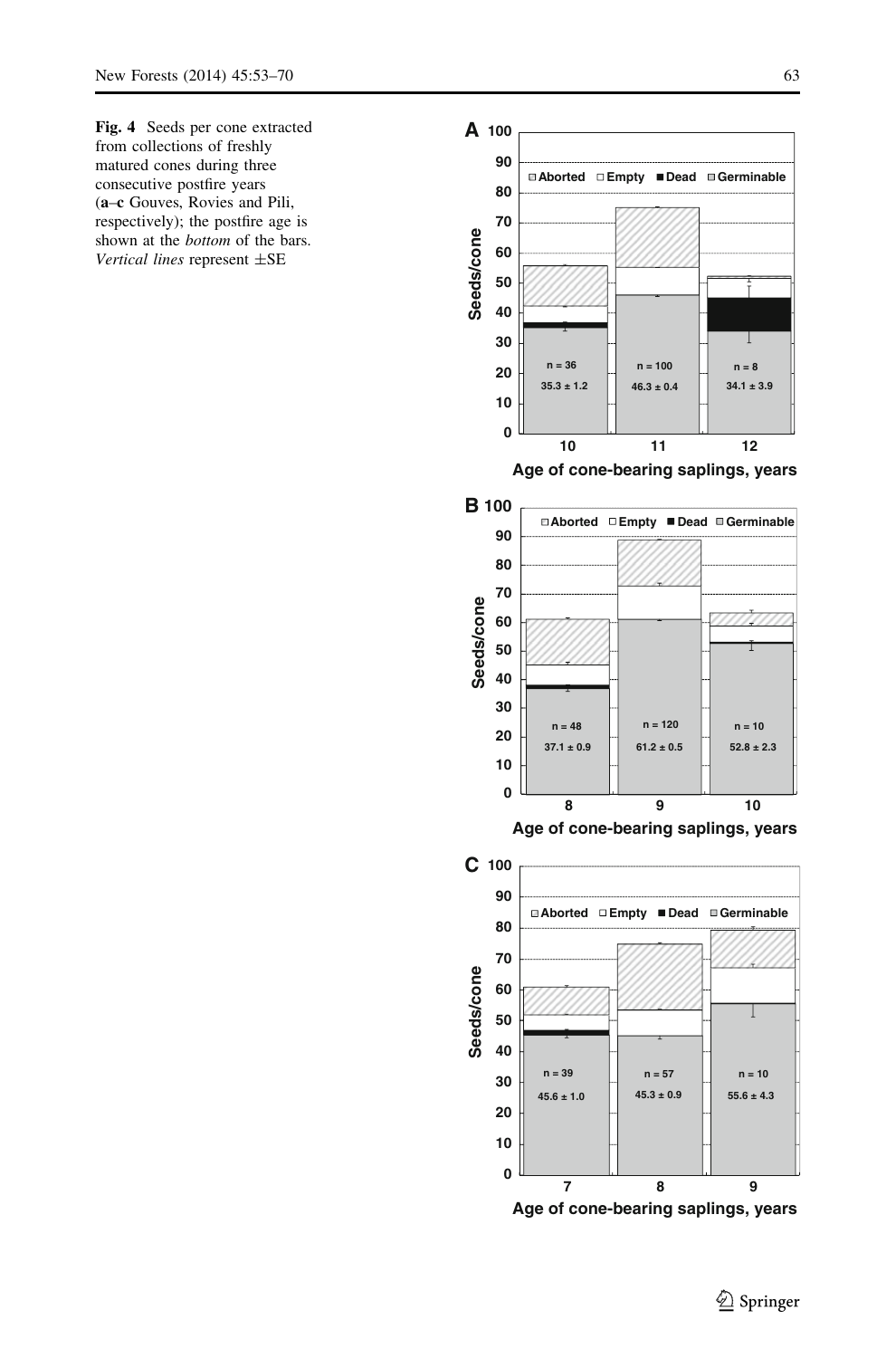**Fig. 4** Seeds per cone extracted from collections of freshly matured cones during three consecutive postfire years (**a–c** Gouves, Rovies and Pili, respectively); the postfire age is shown at the *bottom* of the bars. *Vertical lines* represent ±SE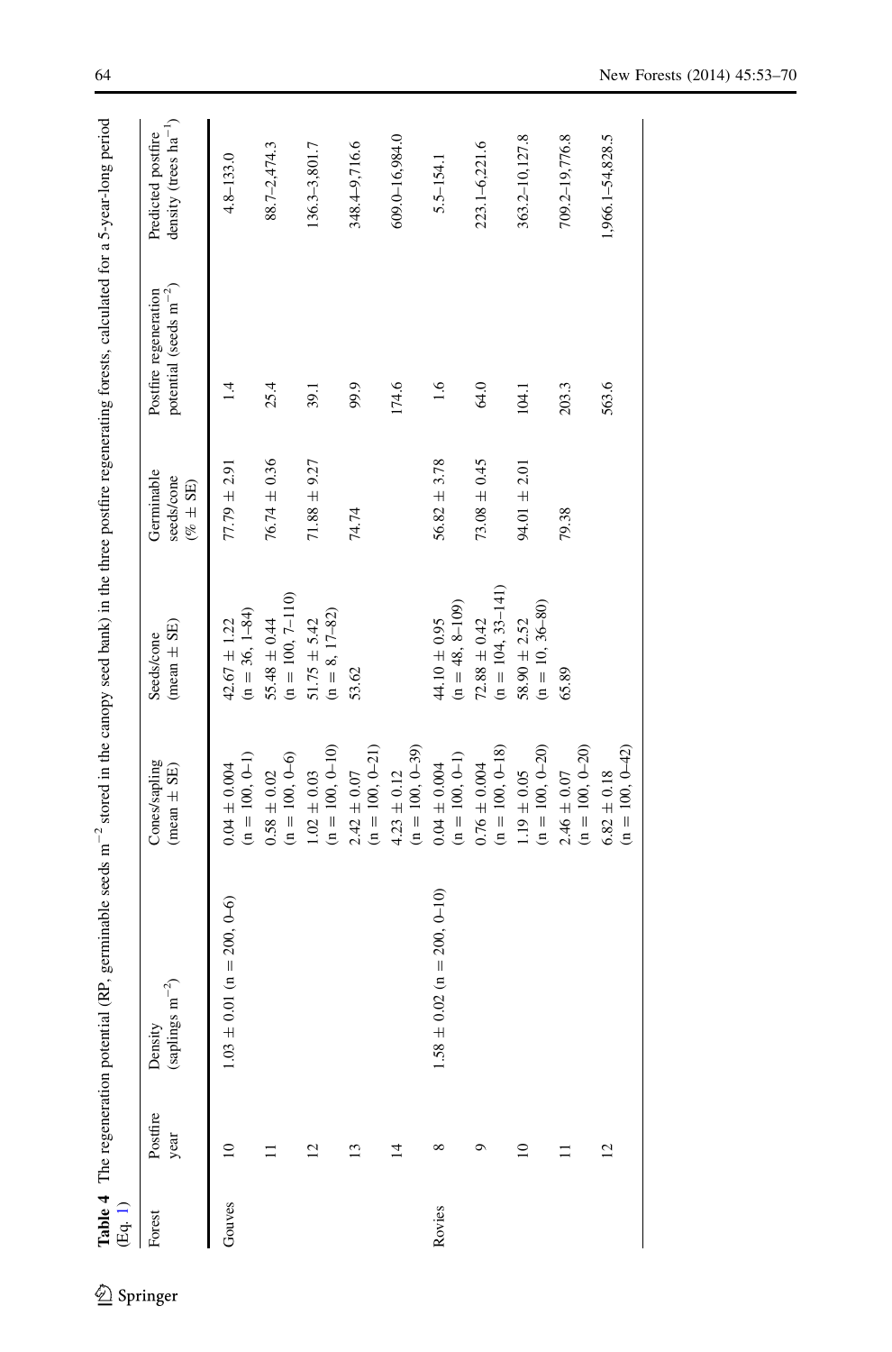**Table 4** The regeneration potential (RP, germinable seeds $m^{-2}$ stored in the canopy seed bank) in the three postfire regenerating forests, calculated for a 5-year-long period (Eq. 1)

| Forest | Postfire year | Density (saplings $m^{-2}$) | Cones/sapling (mean ± SE) | Seeds/cone (mean ± SE) | Germinable seeds/cone (% ± SE) | Postfire regeneration potential (seeds $m^{-2}$) | Predicted postfire density (trees $ha^{-1}$) |
|---|---|---|---|---|---|---|---|
| Gouves | 10 | 1.03 ± 0.01 (n = 200, 0–6) | 0.04 ± 0.004 (n = 100, 0–1) | 42.67 ± 1.22 (n = 36, 1–84) | 77.79 ± 2.91 | 1.4 | 4.8–133.0 |
| | 11 | | 0.58 ± 0.02 (n = 100, 0–6) | 55.48 ± 0.44 (n = 100, 7–110) | 76.74 ± 0.36 | 25.4 | 88.7–2,474.3 |
| | 12 | | 1.02 ± 0.03 (n = 100, 0–10) | 51.75 ± 5.42 (n = 8, 17–82) | 71.88 ± 9.27 | 39.1 | 136.3–3,801.7 |
| | 13 | | 2.42 ± 0.07 (n = 100, 0–21) | 53.62 | 74.74 | 99.9 | 348.4–9,716.6 |
| | 14 | | 4.23 ± 0.12 (n = 100, 0–39) | | | 174.6 | 609.0–16,984.0 |
| Rovies | 8 | 1.58 ± 0.02 (n = 200, 0–10) | 0.04 ± 0.004 (n = 100, 0–1) | 44.10 ± 0.95 (n = 48, 8–109) | 56.82 ± 3.78 | 1.6 | 5.5–154.1 |
| | 9 | | 0.76 ± 0.004 (n = 100, 0–18) | 72.88 ± 0.42 (n = 104, 33–141) | 73.08 ± 0.45 | 64.0 | 223.1–6,221.6 |
| | 10 | | 1.19 ± 0.05 (n = 100, 0–20) | 58.90 ± 2.52 (n = 10, 36–80) | 94.01 ± 2.01 | 104.1 | 363.2–10,127.8 |
| | 11 | | 2.46 ± 0.07 (n = 100, 0–20) | 65.89 | 79.38 | 203.3 | 709.2–19,776.8 |
| | 12 | | 6.82 ± 0.18 (n = 100, 0–42) | | | 563.6 | 1,966.1–54,828.5 |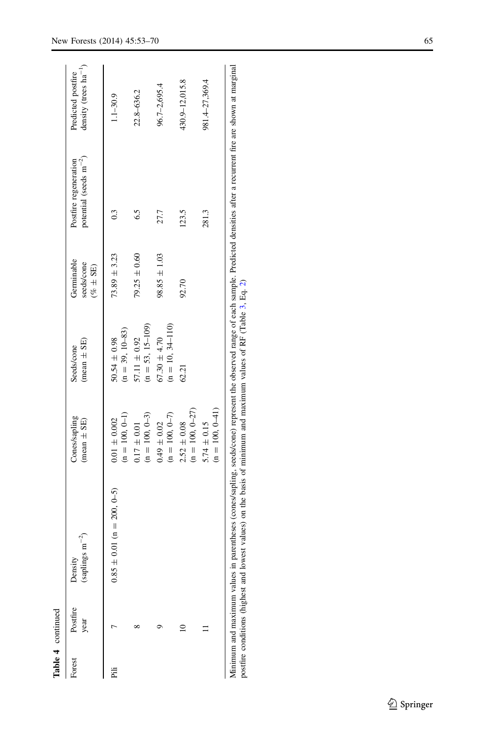**Table 4** continued

| Forest | Postfire year | Density (saplings $m^{-2}$) | Cones/sapling (mean ± SE) | Seeds/cone (mean ± SE) | Germinable seeds/cone (% ± SE) | Postfire regeneration potential (seeds $m^{-2}$) | Predicted postfire density (trees $ha^{-1}$) |
|---|---|---|---|---|---|---|---|
| Pili | 7 | 0.85 ± 0.01 (n = 200, 0–5) | 0.01 ± 0.002 (n = 100, 0–1) | 50.54 ± 0.98 (n = 39, 10–83) | 73.89 ± 3.23 | 0.3 | 1.1–30.9 |
| | 8 | | 0.17 ± 0.01 (n = 100, 0–3) | 57.11 ± 0.92 (n = 53, 15–109) | 79.25 ± 0.60 | 6.5 | 22.8–636.2 |
| | 9 | | 0.49 ± 0.02 (n = 100, 0–7) | 67.30 ± 4.70 (n = 10, 34–110) | 98.85 ± 1.03 | 27.7 | 96.7–2,695.4 |
| | 10 | | 2.52 ± 0.08 (n = 100, 0–27) | 62.21 | 92.70 | 123.5 | 430.9–12,015.8 |
| | 11 | | 5.74 ± 0.15 (n = 100, 0–41) | | | 281.3 | 981.4–27,369.4 |

Minimum and maximum values in parentheses (cones/sapling, seeds/cone) represent the observed range of each sample. Predicted densities after a recurrent fire are shown at marginal postfire conditions (highest and lowest values) on the basis of minimum and maximum values of RF (Table 3, Eq. 2)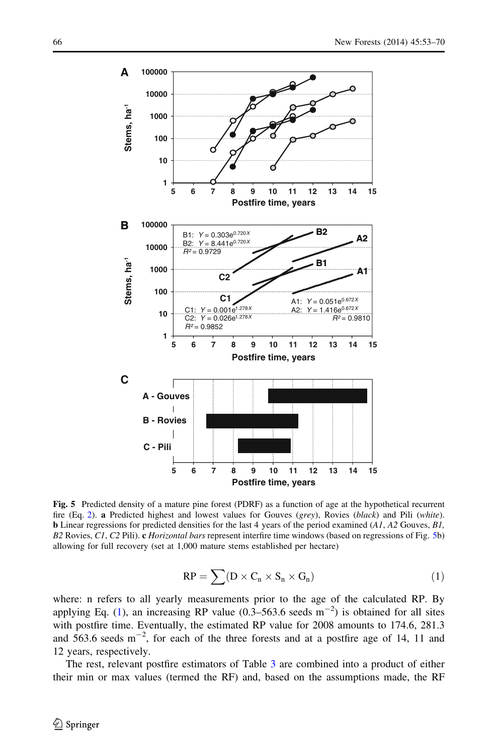**Fig. 5** Predicted density of a mature pine forest (PDRF) as a function of age at the hypothetical recurrent fire (Eq. 2). **a** Predicted highest and lowest values for Gouves (*grey*), Rovies (*black*) and Pili (*white*). **b** Linear regressions for predicted densities for the last 4 years of the period examined (*A1*, *A2* Gouves, *B1*, *B2* Rovies, *C1*, *C2* Pili). **c** *Horizontal bars* represent interfire time windows (based on regressions of Fig. 5b) allowing for full recovery (set at 1,000 mature stems established per hectare)

$$\mathrm{RP} = \sum (\mathrm{D} \times \mathrm{C_n} \times \mathrm{S_n} \times \mathrm{G_n}) \tag{1}$$

where: n refers to all yearly measurements prior to the age of the calculated RP. By applying Eq. (1), an increasing RP value (0.3–563.6 seeds $m^{-2}$) is obtained for all sites with postfire time. Eventually, the estimated RP value for 2008 amounts to 174.6, 281.3 and 563.6 seeds $m^{-2}$, for each of the three forests and at a postfire age of 14, 11 and 12 years, respectively.

The rest, relevant postfire estimators of Table 3 are combined into a product of either their min or max values (termed the RF) and, based on the assumptions made, the RF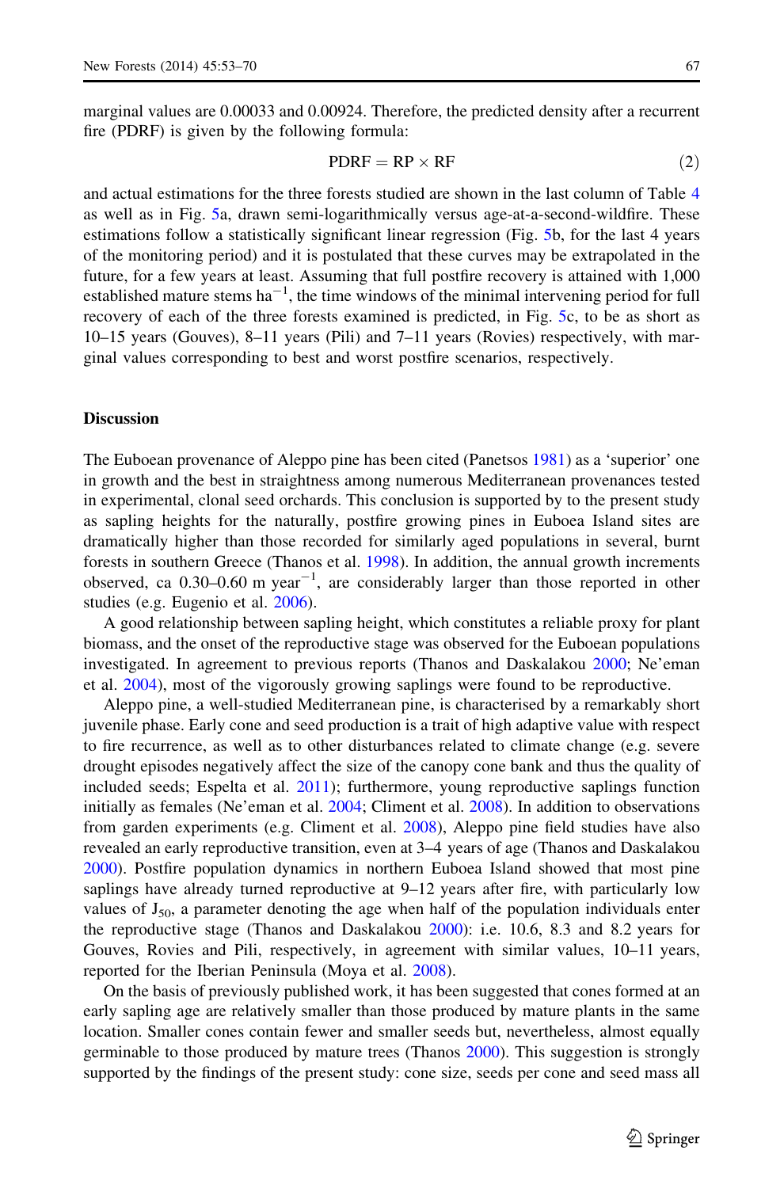marginal values are 0.00033 and 0.00924. Therefore, the predicted density after a recurrent fire (PDRF) is given by the following formula:

$$\text{PDRF} = \text{RP} \times \text{RF} \tag{2}$$

and actual estimations for the three forests studied are shown in the last column of Table 4 as well as in Fig. 5a, drawn semi-logarithmically versus age-at-a-second-wildfire. These estimations follow a statistically significant linear regression (Fig. 5b, for the last 4 years of the monitoring period) and it is postulated that these curves may be extrapolated in the future, for a few years at least. Assuming that full postfire recovery is attained with 1,000 established mature stems $\text{ha}^{-1}$, the time windows of the minimal intervening period for full recovery of each of the three forests examined is predicted, in Fig. 5c, to be as short as 10–15 years (Gouves), 8–11 years (Pili) and 7–11 years (Rovies) respectively, with marginal values corresponding to best and worst postfire scenarios, respectively.

## Discussion

The Euboean provenance of Aleppo pine has been cited (Panetsos 1981) as a 'superior' one in growth and the best in straightness among numerous Mediterranean provenances tested in experimental, clonal seed orchards. This conclusion is supported by to the present study as sapling heights for the naturally, postfire growing pines in Euboea Island sites are dramatically higher than those recorded for similarly aged populations in several, burnt forests in southern Greece (Thanos et al. 1998). In addition, the annual growth increments observed, ca 0.30–0.60 m $\text{year}^{-1}$, are considerably larger than those reported in other studies (e.g. Eugenio et al. 2006).

A good relationship between sapling height, which constitutes a reliable proxy for plant biomass, and the onset of the reproductive stage was observed for the Euboean populations investigated. In agreement to previous reports (Thanos and Daskalakou 2000; Ne'eman et al. 2004), most of the vigorously growing saplings were found to be reproductive.

Aleppo pine, a well-studied Mediterranean pine, is characterised by a remarkably short juvenile phase. Early cone and seed production is a trait of high adaptive value with respect to fire recurrence, as well as to other disturbances related to climate change (e.g. severe drought episodes negatively affect the size of the canopy cone bank and thus the quality of included seeds; Espelta et al. 2011); furthermore, young reproductive saplings function initially as females (Ne'eman et al. 2004; Climent et al. 2008). In addition to observations from garden experiments (e.g. Climent et al. 2008), Aleppo pine field studies have also revealed an early reproductive transition, even at 3–4 years of age (Thanos and Daskalakou 2000). Postfire population dynamics in northern Euboea Island showed that most pine saplings have already turned reproductive at 9–12 years after fire, with particularly low values of $J_{50}$, a parameter denoting the age when half of the population individuals enter the reproductive stage (Thanos and Daskalakou 2000): i.e. 10.6, 8.3 and 8.2 years for Gouves, Rovies and Pili, respectively, in agreement with similar values, 10–11 years, reported for the Iberian Peninsula (Moya et al. 2008).

On the basis of previously published work, it has been suggested that cones formed at an early sapling age are relatively smaller than those produced by mature plants in the same location. Smaller cones contain fewer and smaller seeds but, nevertheless, almost equally germinable to those produced by mature trees (Thanos 2000). This suggestion is strongly supported by the findings of the present study: cone size, seeds per cone and seed mass all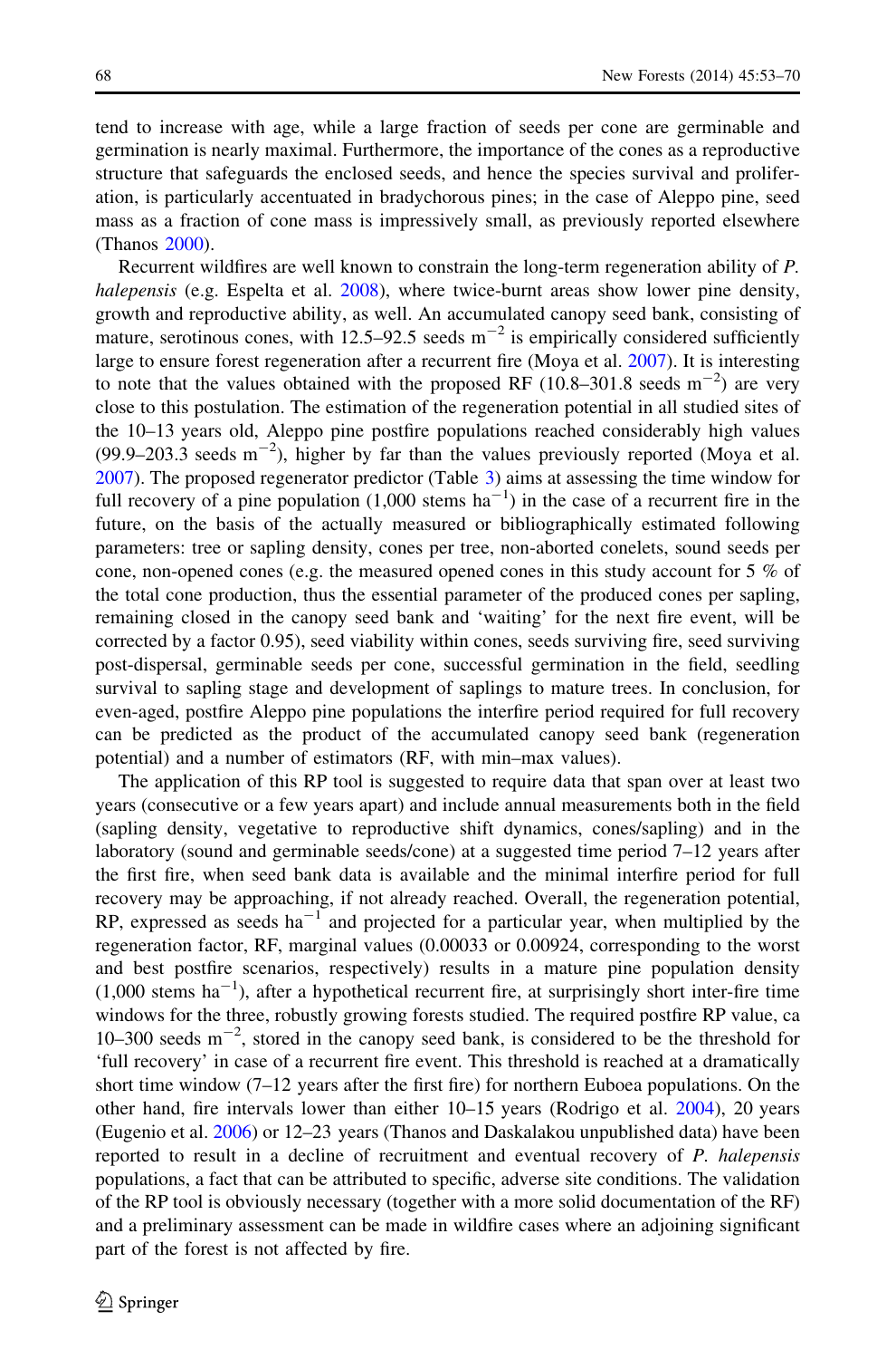tend to increase with age, while a large fraction of seeds per cone are germinable and germination is nearly maximal. Furthermore, the importance of the cones as a reproductive structure that safeguards the enclosed seeds, and hence the species survival and proliferation, is particularly accentuated in bradychorous pines; in the case of Aleppo pine, seed mass as a fraction of cone mass is impressively small, as previously reported elsewhere (Thanos 2000).

Recurrent wildfires are well known to constrain the long-term regeneration ability of *P. halepensis* (e.g. Espelta et al. 2008), where twice-burnt areas show lower pine density, growth and reproductive ability, as well. An accumulated canopy seed bank, consisting of mature, serotinous cones, with 12.5–92.5 seeds $m^{-2}$ is empirically considered sufficiently large to ensure forest regeneration after a recurrent fire (Moya et al. 2007). It is interesting to note that the values obtained with the proposed RF (10.8–301.8 seeds $m^{-2}$) are very close to this postulation. The estimation of the regeneration potential in all studied sites of the 10–13 years old, Aleppo pine postfire populations reached considerably high values (99.9–203.3 seeds $m^{-2}$), higher by far than the values previously reported (Moya et al. 2007). The proposed regenerator predictor (Table 3) aims at assessing the time window for full recovery of a pine population (1,000 stems $ha^{-1}$) in the case of a recurrent fire in the future, on the basis of the actually measured or bibliographically estimated following parameters: tree or sapling density, cones per tree, non-aborted conelets, sound seeds per cone, non-opened cones (e.g. the measured opened cones in this study account for 5 % of the total cone production, thus the essential parameter of the produced cones per sapling, remaining closed in the canopy seed bank and 'waiting' for the next fire event, will be corrected by a factor 0.95), seed viability within cones, seeds surviving fire, seed surviving post-dispersal, germinable seeds per cone, successful germination in the field, seedling survival to sapling stage and development of saplings to mature trees. In conclusion, for even-aged, postfire Aleppo pine populations the interfire period required for full recovery can be predicted as the product of the accumulated canopy seed bank (regeneration potential) and a number of estimators (RF, with min–max values).

The application of this RP tool is suggested to require data that span over at least two years (consecutive or a few years apart) and include annual measurements both in the field (sapling density, vegetative to reproductive shift dynamics, cones/sapling) and in the laboratory (sound and germinable seeds/cone) at a suggested time period 7–12 years after the first fire, when seed bank data is available and the minimal interfire period for full recovery may be approaching, if not already reached. Overall, the regeneration potential, RP, expressed as seeds $ha^{-1}$ and projected for a particular year, when multiplied by the regeneration factor, RF, marginal values (0.00033 or 0.00924, corresponding to the worst and best postfire scenarios, respectively) results in a mature pine population density (1,000 stems $ha^{-1}$), after a hypothetical recurrent fire, at surprisingly short inter-fire time windows for the three, robustly growing forests studied. The required postfire RP value, ca 10–300 seeds $m^{-2}$, stored in the canopy seed bank, is considered to be the threshold for 'full recovery' in case of a recurrent fire event. This threshold is reached at a dramatically short time window (7–12 years after the first fire) for northern Euboea populations. On the other hand, fire intervals lower than either 10–15 years (Rodrigo et al. 2004), 20 years (Eugenio et al. 2006) or 12–23 years (Thanos and Daskalakou unpublished data) have been reported to result in a decline of recruitment and eventual recovery of *P. halepensis* populations, a fact that can be attributed to specific, adverse site conditions. The validation of the RP tool is obviously necessary (together with a more solid documentation of the RF) and a preliminary assessment can be made in wildfire cases where an adjoining significant part of the forest is not affected by fire.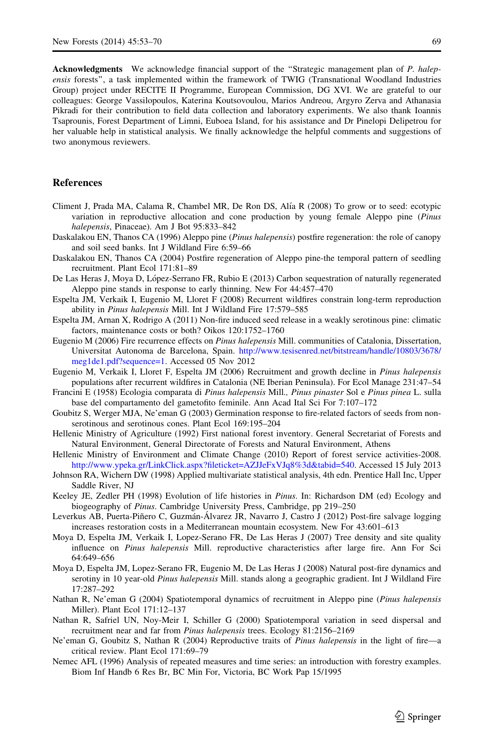**Acknowledgments** We acknowledge financial support of the "Strategic management plan of *P. halepensis* forests", a task implemented within the framework of TWIG (Transnational Woodland Industries Group) project under RECITE II Programme, European Commission, DG XVI. We are grateful to our colleagues: George Vassilopoulos, Katerina Koutsovoulou, Marios Andreou, Argyro Zerva and Athanasia Pikradi for their contribution to field data collection and laboratory experiments. We also thank Ioannis Tsaprounis, Forest Department of Limni, Euboea Island, for his assistance and Dr Pinelopi Delipetrou for her valuable help in statistical analysis. We finally acknowledge the helpful comments and suggestions of two anonymous reviewers.

## References

Climent J, Prada MA, Calama R, Chambel MR, De Ron DS, Alía R (2008) To grow or to seed: ecotypic variation in reproductive allocation and cone production by young female Aleppo pine (*Pinus halepensis*, Pinaceae). Am J Bot 95:833–842

Daskalakou EN, Thanos CA (1996) Aleppo pine (*Pinus halepensis*) postfire regeneration: the role of canopy and soil seed banks. Int J Wildland Fire 6:59–66

Daskalakou EN, Thanos CA (2004) Postfire regeneration of Aleppo pine-the temporal pattern of seedling recruitment. Plant Ecol 171:81–89

De Las Heras J, Moya D, López-Serrano FR, Rubio E (2013) Carbon sequestration of naturally regenerated Aleppo pine stands in response to early thinning. New For 44:457–470

Espelta JM, Verkaik I, Eugenio M, Lloret F (2008) Recurrent wildfires constrain long-term reproduction ability in *Pinus halepensis* Mill. Int J Wildland Fire 17:579–585

Espelta JM, Arnan X, Rodrigo A (2011) Non-fire induced seed release in a weakly serotinous pine: climatic factors, maintenance costs or both? Oikos 120:1752–1760

Eugenio M (2006) Fire recurrence effects on *Pinus halepensis* Mill. communities of Catalonia, Dissertation, Universitat Autonoma de Barcelona, Spain. http://www.tesisenred.net/bitstream/handle/10803/3678/meg1de1.pdf?sequence=1. Accessed 05 Nov 2012

Eugenio M, Verkaik I, Lloret F, Espelta JM (2006) Recruitment and growth decline in *Pinus halepensis* populations after recurrent wildfires in Catalonia (NE Iberian Peninsula). For Ecol Manage 231:47–54

Francini E (1958) Ecologia comparata di *Pinus halepensis* Mill.*, Pinus pinaster* Sol e *Pinus pinea* L. sulla base del compartamento del gametofito feminile. Ann Acad Ital Sci For 7:107–172

Goubitz S, Werger MJA, Ne'eman G (2003) Germination response to fire-related factors of seeds from non-serotinous and serotinous cones. Plant Ecol 169:195–204

Hellenic Ministry of Agriculture (1992) First national forest inventory. General Secretariat of Forests and Natural Environment, General Directorate of Forests and Natural Environment, Athens

Hellenic Ministry of Environment and Climate Change (2010) Report of forest service activities-2008. http://www.ypeka.gr/LinkClick.aspx?fileticket=AZJJeFxVJq8%3d&tabid=540. Accessed 15 July 2013

Johnson RA, Wichern DW (1998) Applied multivariate statistical analysis, 4th edn. Prentice Hall Inc, Upper Saddle River, NJ

Keeley JE, Zedler PH (1998) Evolution of life histories in *Pinus*. In: Richardson DM (ed) Ecology and biogeography of *Pinus*. Cambridge University Press, Cambridge, pp 219–250

Leverkus AB, Puerta-Piñero C, Guzmán-Álvarez JR, Navarro J, Castro J (2012) Post-fire salvage logging increases restoration costs in a Mediterranean mountain ecosystem. New For 43:601–613

Moya D, Espelta JM, Verkaik I, Lopez-Serano FR, De Las Heras J (2007) Tree density and site quality influence on *Pinus halepensis* Mill. reproductive characteristics after large fire. Ann For Sci 64:649–656

Moya D, Espelta JM, Lopez-Serano FR, Eugenio M, De Las Heras J (2008) Natural post-fire dynamics and serotiny in 10 year-old *Pinus halepensis* Mill. stands along a geographic gradient. Int J Wildland Fire 17:287–292

Nathan R, Ne'eman G (2004) Spatiotemporal dynamics of recruitment in Aleppo pine (*Pinus halepensis* Miller). Plant Ecol 171:12–137

Nathan R, Safriel UN, Noy-Meir I, Schiller G (2000) Spatiotemporal variation in seed dispersal and recruitment near and far from *Pinus halepensis* trees. Ecology 81:2156–2169

Ne'eman G, Goubitz S, Nathan R (2004) Reproductive traits of *Pinus halepensis* in the light of fire—a critical review. Plant Ecol 171:69–79

Nemec AFL (1996) Analysis of repeated measures and time series: an introduction with forestry examples. Biom Inf Handb 6 Res Br, BC Min For, Victoria, BC Work Pap 15/1995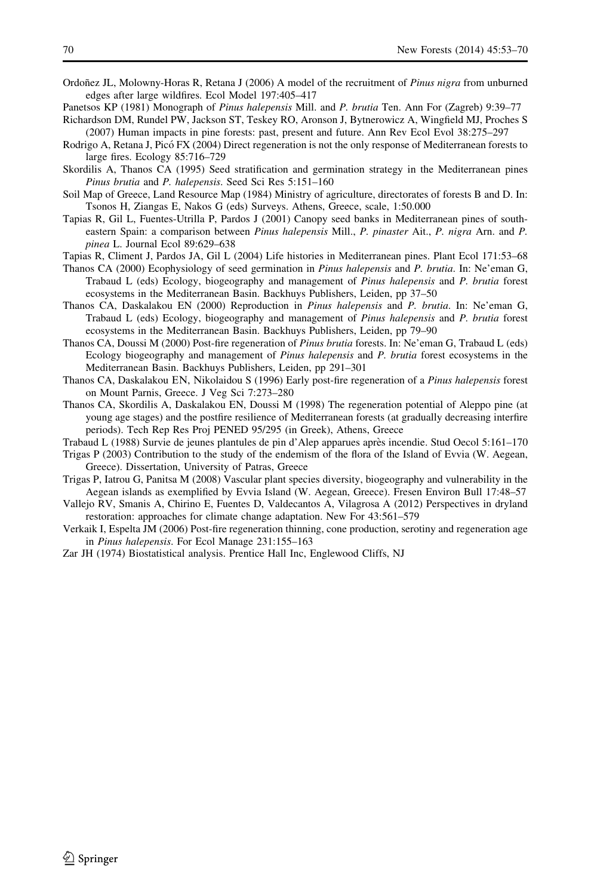Ordoñez JL, Molowny-Horas R, Retana J (2006) A model of the recruitment of *Pinus nigra* from unburned edges after large wildfires. Ecol Model 197:405–417

Panetsos KP (1981) Monograph of *Pinus halepensis* Mill. and *P. brutia* Ten. Ann For (Zagreb) 9:39–77

Richardson DM, Rundel PW, Jackson ST, Teskey RO, Aronson J, Bytnerowicz A, Wingfield MJ, Proches S (2007) Human impacts in pine forests: past, present and future. Ann Rev Ecol Evol 38:275–297

Rodrigo A, Retana J, Picó FX (2004) Direct regeneration is not the only response of Mediterranean forests to large fires. Ecology 85:716–729

Skordilis A, Thanos CA (1995) Seed stratification and germination strategy in the Mediterranean pines *Pinus brutia* and *P. halepensis*. Seed Sci Res 5:151–160

Soil Map of Greece, Land Resource Map (1984) Ministry of agriculture, directorates of forests B and D. In: Tsonos H, Ziangas E, Nakos G (eds) Surveys. Athens, Greece, scale, 1:50.000

Tapias R, Gil L, Fuentes-Utrilla P, Pardos J (2001) Canopy seed banks in Mediterranean pines of south-eastern Spain: a comparison between *Pinus halepensis* Mill., *P. pinaster* Ait., *P. nigra* Arn. and *P. pinea* L. Journal Ecol 89:629–638

Tapias R, Climent J, Pardos JA, Gil L (2004) Life histories in Mediterranean pines. Plant Ecol 171:53–68

Thanos CA (2000) Ecophysiology of seed germination in *Pinus halepensis* and *P. brutia*. In: Ne'eman G, Trabaud L (eds) Ecology, biogeography and management of *Pinus halepensis* and *P. brutia* forest ecosystems in the Mediterranean Basin. Backhuys Publishers, Leiden, pp 37–50

Thanos CA, Daskalakou EN (2000) Reproduction in *Pinus halepensis* and *P. brutia*. In: Ne'eman G, Trabaud L (eds) Ecology, biogeography and management of *Pinus halepensis* and *P. brutia* forest ecosystems in the Mediterranean Basin. Backhuys Publishers, Leiden, pp 79–90

Thanos CA, Doussi M (2000) Post-fire regeneration of *Pinus brutia* forests. In: Ne'eman G, Trabaud L (eds) Ecology biogeography and management of *Pinus halepensis* and *P. brutia* forest ecosystems in the Mediterranean Basin. Backhuys Publishers, Leiden, pp 291–301

Thanos CA, Daskalakou EN, Nikolaidou S (1996) Early post-fire regeneration of a *Pinus halepensis* forest on Mount Parnis, Greece. J Veg Sci 7:273–280

Thanos CA, Skordilis A, Daskalakou EN, Doussi M (1998) The regeneration potential of Aleppo pine (at young age stages) and the postfire resilience of Mediterranean forests (at gradually decreasing interfire periods). Tech Rep Res Proj PENED 95/295 (in Greek), Athens, Greece

Trabaud L (1988) Survie de jeunes plantules de pin d'Alep apparues après incendie. Stud Oecol 5:161–170

Trigas P (2003) Contribution to the study of the endemism of the flora of the Island of Evvia (W. Aegean, Greece). Dissertation, University of Patras, Greece

Trigas P, Iatrou G, Panitsa M (2008) Vascular plant species diversity, biogeography and vulnerability in the Aegean islands as exemplified by Evvia Island (W. Aegean, Greece). Fresen Environ Bull 17:48–57

Vallejo RV, Smanis A, Chirino E, Fuentes D, Valdecantos A, Vilagrosa A (2012) Perspectives in dryland restoration: approaches for climate change adaptation. New For 43:561–579

Verkaik I, Espelta JM (2006) Post-fire regeneration thinning, cone production, serotiny and regeneration age in *Pinus halepensis*. For Ecol Manage 231:155–163

Zar JH (1974) Biostatistical analysis. Prentice Hall Inc, Englewood Cliffs, NJ